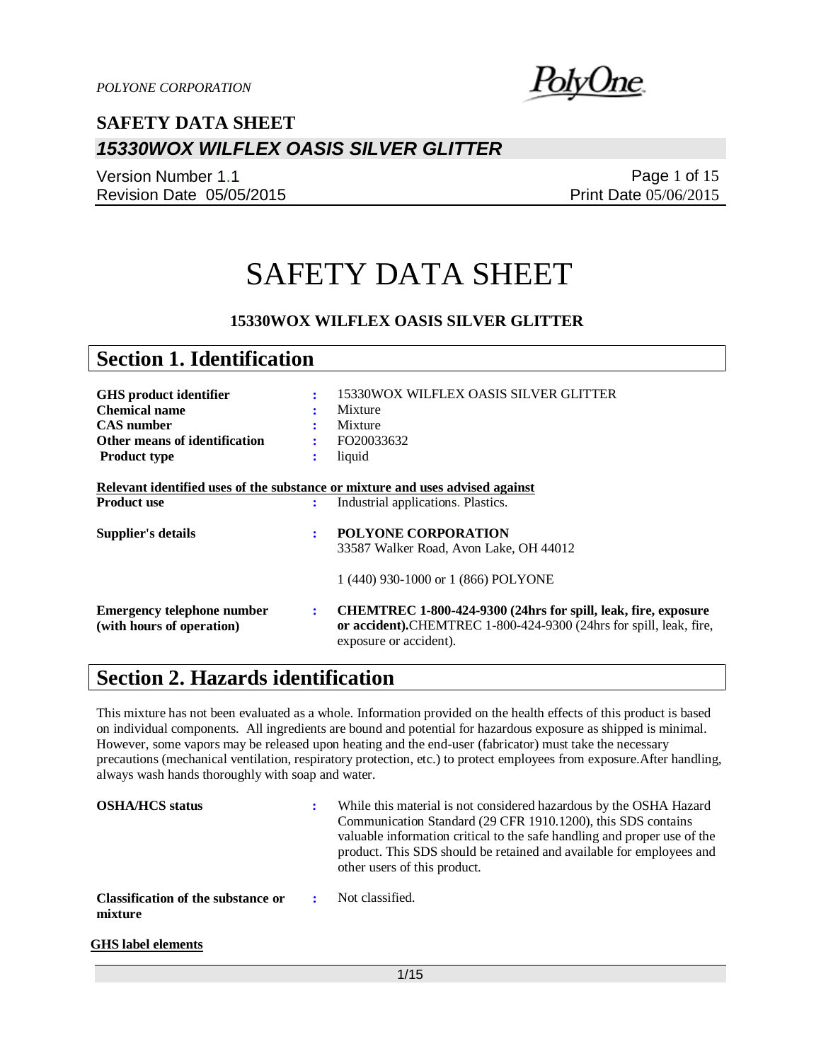# SAFETY DATA SHEET

## 15330WOX WILFLEX OASIS SILVER GLITTER

Version Number 1.1
Revision Date 05/05/2015
Print Date 05/06/2015

# SAFETY DATA SHEET

**15330WOX WILFLEX OASIS SILVER GLITTER**

## Section 1. Identification

| | | |
|---|---|---|
| **GHS product identifier** | : | 15330WOX WILFLEX OASIS SILVER GLITTER |
| **Chemical name** | : | Mixture |
| **CAS number** | : | Mixture |
| **Other means of identification** | : | FO20033632 |
| **Product type** | : | liquid |

**Relevant identified uses of the substance or mixture and uses advised against**

| | | |
|---|---|---|
| **Product use** | : | Industrial applications. Plastics. |
| **Supplier's details** | : | **POLYONE CORPORATION**<br>33587 Walker Road, Avon Lake, OH 44012<br><br>1 (440) 930-1000 or 1 (866) POLYONE |
| **Emergency telephone number (with hours of operation)** | : | **CHEMTREC 1-800-424-9300 (24hrs for spill, leak, fire, exposure or accident).** CHEMTREC 1-800-424-9300 (24hrs for spill, leak, fire, exposure or accident). |

## Section 2. Hazards identification

This mixture has not been evaluated as a whole. Information provided on the health effects of this product is based on individual components. All ingredients are bound and potential for hazardous exposure as shipped is minimal. However, some vapors may be released upon heating and the end-user (fabricator) must take the necessary precautions (mechanical ventilation, respiratory protection, etc.) to protect employees from exposure.After handling, always wash hands thoroughly with soap and water.

| | | |
|---|---|---|
| **OSHA/HCS status** | : | While this material is not considered hazardous by the OSHA Hazard Communication Standard (29 CFR 1910.1200), this SDS contains valuable information critical to the safe handling and proper use of the product. This SDS should be retained and available for employees and other users of this product. |
| **Classification of the substance or mixture** | : | Not classified. |

**GHS label elements**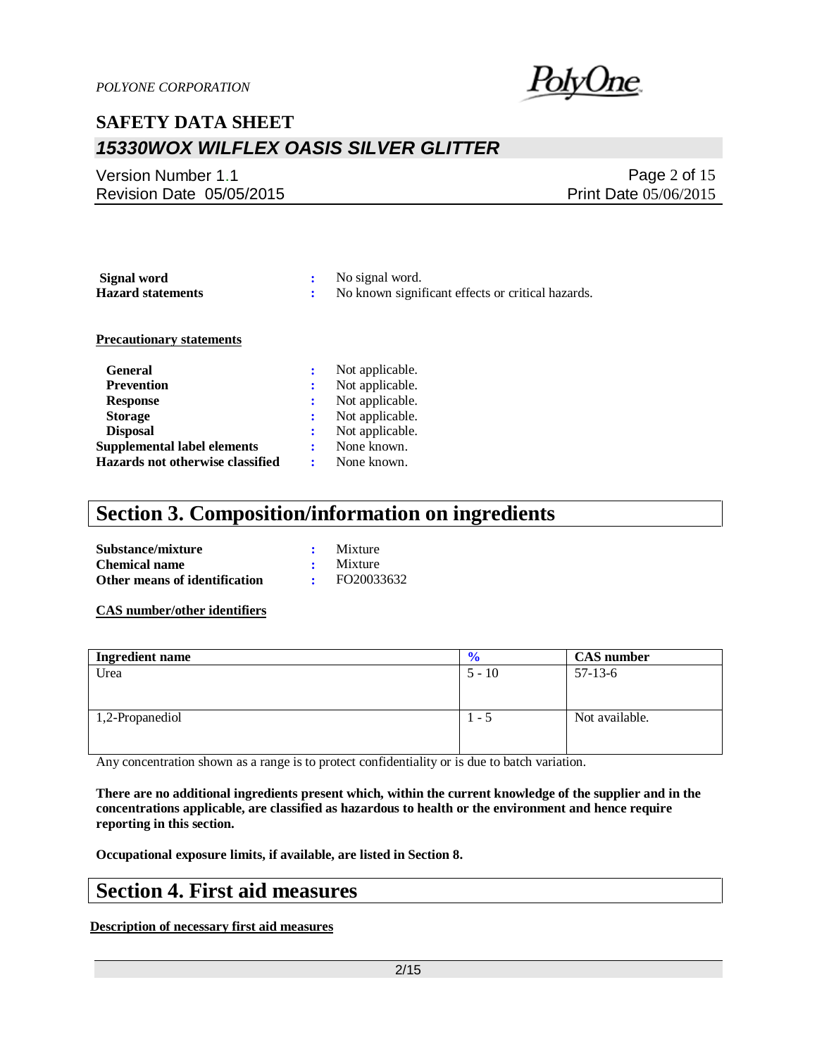**Signal word** : No signal word.

**Hazard statements** : No known significant effects or critical hazards.

**Precautionary statements**

**General** : Not applicable.

**Prevention** : Not applicable.

**Response** : Not applicable.

**Storage** : Not applicable.

**Disposal** : Not applicable.

**Supplemental label elements** : None known.

**Hazards not otherwise classified** : None known.

# Section 3. Composition/information on ingredients

**Substance/mixture** : Mixture

**Chemical name** : Mixture

**Other means of identification** : FO20033632

**CAS number/other identifiers**

| Ingredient name | % | CAS number |
|---|---|---|
| Urea | 5 - 10 | 57-13-6 |
| 1,2-Propanediol | 1 - 5 | Not available. |

Any concentration shown as a range is to protect confidentiality or is due to batch variation.

**There are no additional ingredients present which, within the current knowledge of the supplier and in the concentrations applicable, are classified as hazardous to health or the environment and hence require reporting in this section.**

**Occupational exposure limits, if available, are listed in Section 8.**

# Section 4. First aid measures

**Description of necessary first aid measures**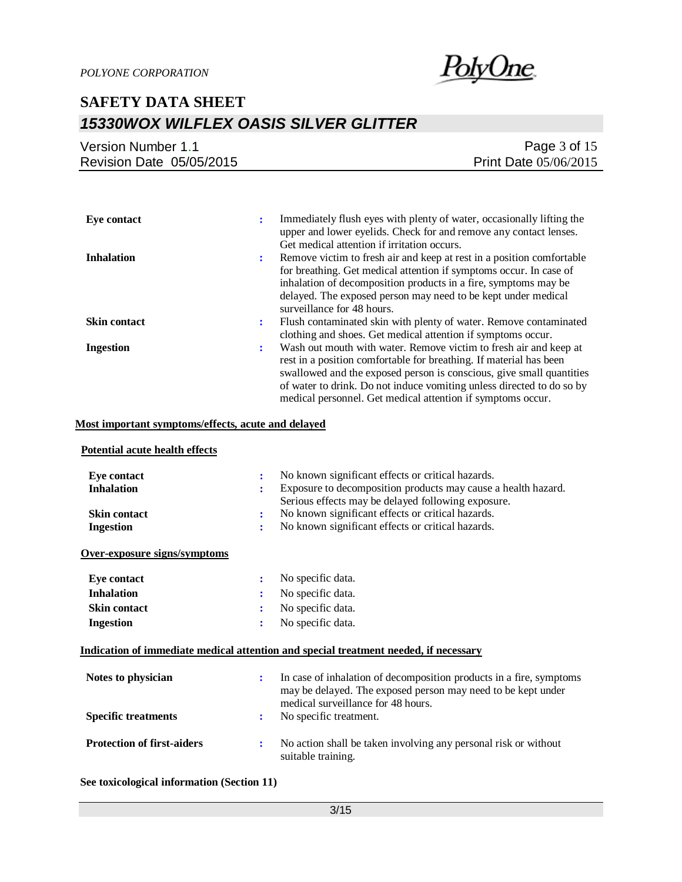| | | |
|---|---|---|
| **Eye contact** | : | Immediately flush eyes with plenty of water, occasionally lifting the upper and lower eyelids. Check for and remove any contact lenses. Get medical attention if irritation occurs. |
| **Inhalation** | : | Remove victim to fresh air and keep at rest in a position comfortable for breathing. Get medical attention if symptoms occur. In case of inhalation of decomposition products in a fire, symptoms may be delayed. The exposed person may need to be kept under medical surveillance for 48 hours. |
| **Skin contact** | : | Flush contaminated skin with plenty of water. Remove contaminated clothing and shoes. Get medical attention if symptoms occur. |
| **Ingestion** | : | Wash out mouth with water. Remove victim to fresh air and keep at rest in a position comfortable for breathing. If material has been swallowed and the exposed person is conscious, give small quantities of water to drink. Do not induce vomiting unless directed to do so by medical personnel. Get medical attention if symptoms occur. |

**Most important symptoms/effects, acute and delayed**

**Potential acute health effects**

| | | |
|---|---|---|
| **Eye contact** | : | No known significant effects or critical hazards. |
| **Inhalation** | : | Exposure to decomposition products may cause a health hazard. Serious effects may be delayed following exposure. |
| **Skin contact** | : | No known significant effects or critical hazards. |
| **Ingestion** | : | No known significant effects or critical hazards. |

**Over-exposure signs/symptoms**

| | | |
|---|---|---|
| **Eye contact** | : | No specific data. |
| **Inhalation** | : | No specific data. |
| **Skin contact** | : | No specific data. |
| **Ingestion** | : | No specific data. |

**Indication of immediate medical attention and special treatment needed, if necessary**

| | | |
|---|---|---|
| **Notes to physician** | : | In case of inhalation of decomposition products in a fire, symptoms may be delayed. The exposed person may need to be kept under medical surveillance for 48 hours. |
| **Specific treatments** | : | No specific treatment. |
| **Protection of first-aiders** | : | No action shall be taken involving any personal risk or without suitable training. |

**See toxicological information (Section 11)**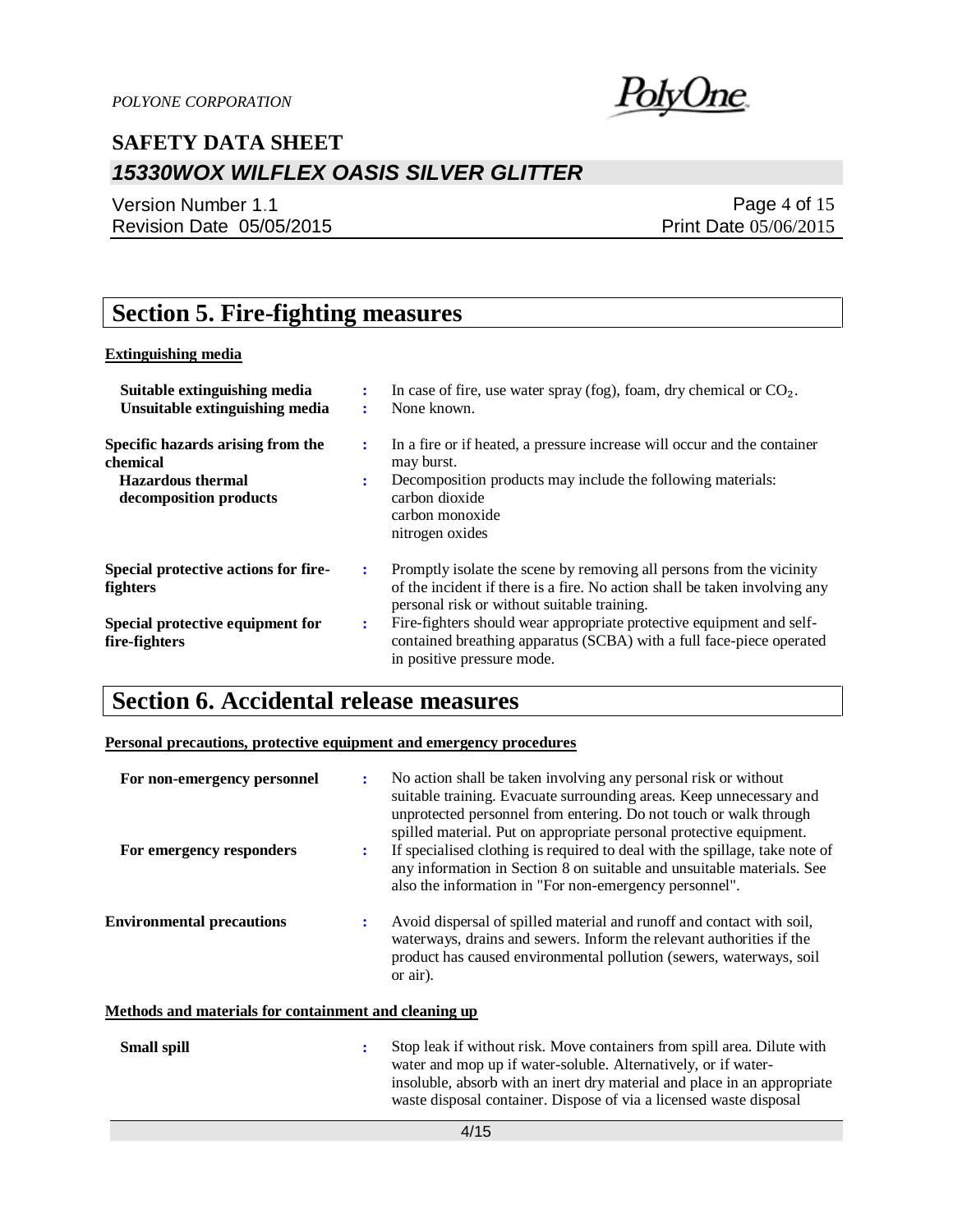## Section 5. Fire-fighting measures

### Extinguishing media

**Suitable extinguishing media** : In case of fire, use water spray (fog), foam, dry chemical or $CO_2$.

**Unsuitable extinguishing media** : None known.

**Specific hazards arising from the chemical** : In a fire or if heated, a pressure increase will occur and the container may burst.

**Hazardous thermal decomposition products** : Decomposition products may include the following materials:
carbon dioxide
carbon monoxide
nitrogen oxides

**Special protective actions for fire-fighters** : Promptly isolate the scene by removing all persons from the vicinity of the incident if there is a fire. No action shall be taken involving any personal risk or without suitable training.

**Special protective equipment for fire-fighters** : Fire-fighters should wear appropriate protective equipment and self-contained breathing apparatus (SCBA) with a full face-piece operated in positive pressure mode.

## Section 6. Accidental release measures

### Personal precautions, protective equipment and emergency procedures

**For non-emergency personnel** : No action shall be taken involving any personal risk or without suitable training. Evacuate surrounding areas. Keep unnecessary and unprotected personnel from entering. Do not touch or walk through spilled material. Put on appropriate personal protective equipment.

**For emergency responders** : If specialised clothing is required to deal with the spillage, take note of any information in Section 8 on suitable and unsuitable materials. See also the information in "For non-emergency personnel".

**Environmental precautions** : Avoid dispersal of spilled material and runoff and contact with soil, waterways, drains and sewers. Inform the relevant authorities if the product has caused environmental pollution (sewers, waterways, soil or air).

### Methods and materials for containment and cleaning up

**Small spill** : Stop leak if without risk. Move containers from spill area. Dilute with water and mop up if water-soluble. Alternatively, or if water-insoluble, absorb with an inert dry material and place in an appropriate waste disposal container. Dispose of via a licensed waste disposal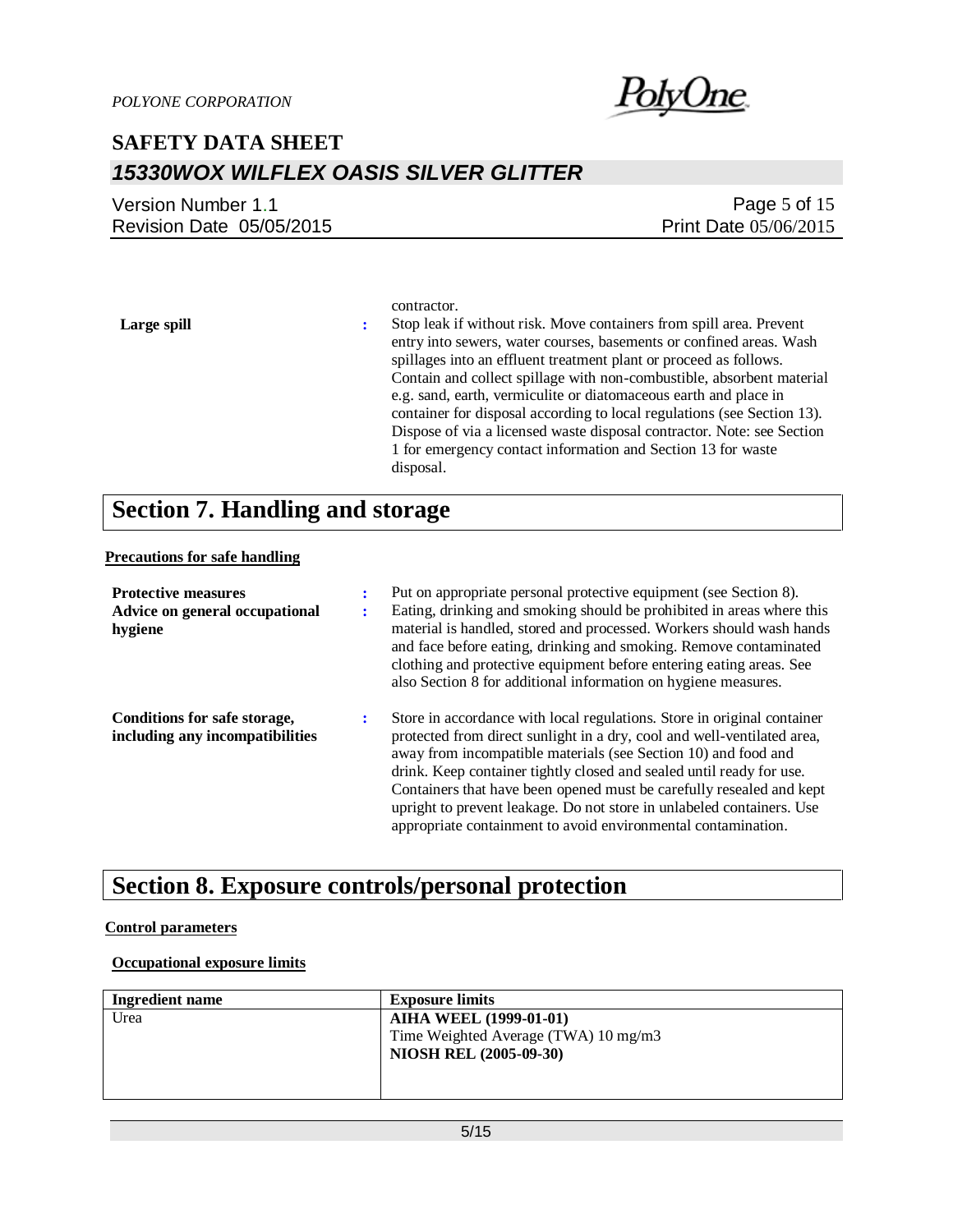contractor.

**Large spill** : Stop leak if without risk. Move containers from spill area. Prevent entry into sewers, water courses, basements or confined areas. Wash spillages into an effluent treatment plant or proceed as follows. Contain and collect spillage with non-combustible, absorbent material e.g. sand, earth, vermiculite or diatomaceous earth and place in container for disposal according to local regulations (see Section 13). Dispose of via a licensed waste disposal contractor. Note: see Section 1 for emergency contact information and Section 13 for waste disposal.

# Section 7. Handling and storage

**Precautions for safe handling**

**Protective measures** : Put on appropriate personal protective equipment (see Section 8).

**Advice on general occupational hygiene** : Eating, drinking and smoking should be prohibited in areas where this material is handled, stored and processed. Workers should wash hands and face before eating, drinking and smoking. Remove contaminated clothing and protective equipment before entering eating areas. See also Section 8 for additional information on hygiene measures.

**Conditions for safe storage, including any incompatibilities** : Store in accordance with local regulations. Store in original container protected from direct sunlight in a dry, cool and well-ventilated area, away from incompatible materials (see Section 10) and food and drink. Keep container tightly closed and sealed until ready for use. Containers that have been opened must be carefully resealed and kept upright to prevent leakage. Do not store in unlabeled containers. Use appropriate containment to avoid environmental contamination.

# Section 8. Exposure controls/personal protection

**Control parameters**

**Occupational exposure limits**

| Ingredient name | Exposure limits |
|---|---|
| Urea | **AIHA WEEL (1999-01-01)**<br>Time Weighted Average (TWA) 10 mg/m3<br>**NIOSH REL (2005-09-30)** |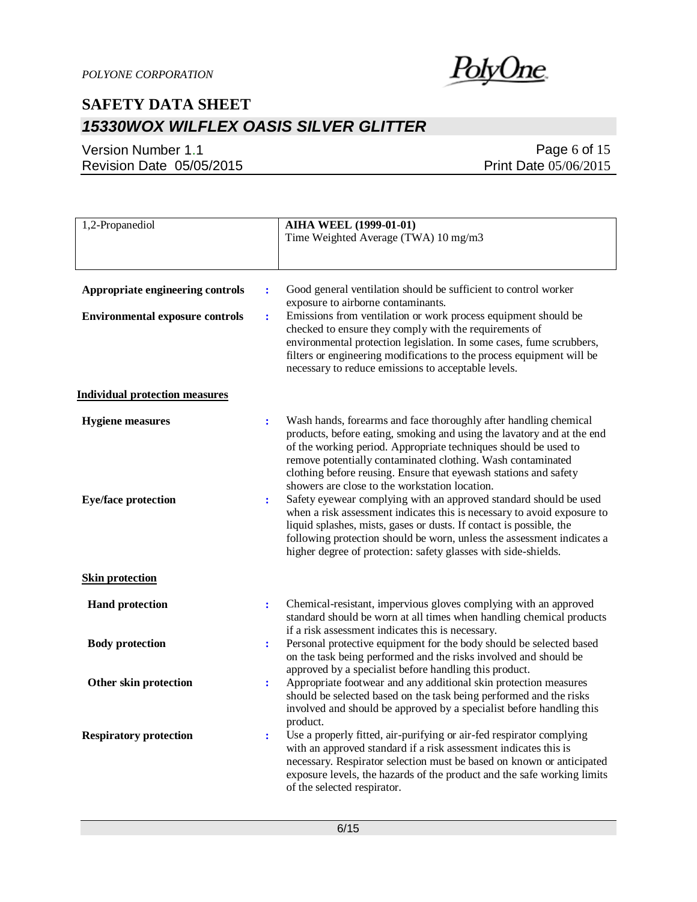| 1,2-Propanediol | **AIHA WEEL (1999-01-01)**<br>Time Weighted Average (TWA) 10 mg/m3 |
|---|---|

**Appropriate engineering controls** : Good general ventilation should be sufficient to control worker exposure to airborne contaminants.

**Environmental exposure controls** : Emissions from ventilation or work process equipment should be checked to ensure they comply with the requirements of environmental protection legislation. In some cases, fume scrubbers, filters or engineering modifications to the process equipment will be necessary to reduce emissions to acceptable levels.

**Individual protection measures**

**Hygiene measures** : Wash hands, forearms and face thoroughly after handling chemical products, before eating, smoking and using the lavatory and at the end of the working period. Appropriate techniques should be used to remove potentially contaminated clothing. Wash contaminated clothing before reusing. Ensure that eyewash stations and safety showers are close to the workstation location.

**Eye/face protection** : Safety eyewear complying with an approved standard should be used when a risk assessment indicates this is necessary to avoid exposure to liquid splashes, mists, gases or dusts. If contact is possible, the following protection should be worn, unless the assessment indicates a higher degree of protection: safety glasses with side-shields.

**Skin protection**

**Hand protection** : Chemical-resistant, impervious gloves complying with an approved standard should be worn at all times when handling chemical products if a risk assessment indicates this is necessary.

**Body protection** : Personal protective equipment for the body should be selected based on the task being performed and the risks involved and should be approved by a specialist before handling this product.

**Other skin protection** : Appropriate footwear and any additional skin protection measures should be selected based on the task being performed and the risks involved and should be approved by a specialist before handling this product.

**Respiratory protection** : Use a properly fitted, air-purifying or air-fed respirator complying with an approved standard if a risk assessment indicates this is necessary. Respirator selection must be based on known or anticipated exposure levels, the hazards of the product and the safe working limits of the selected respirator.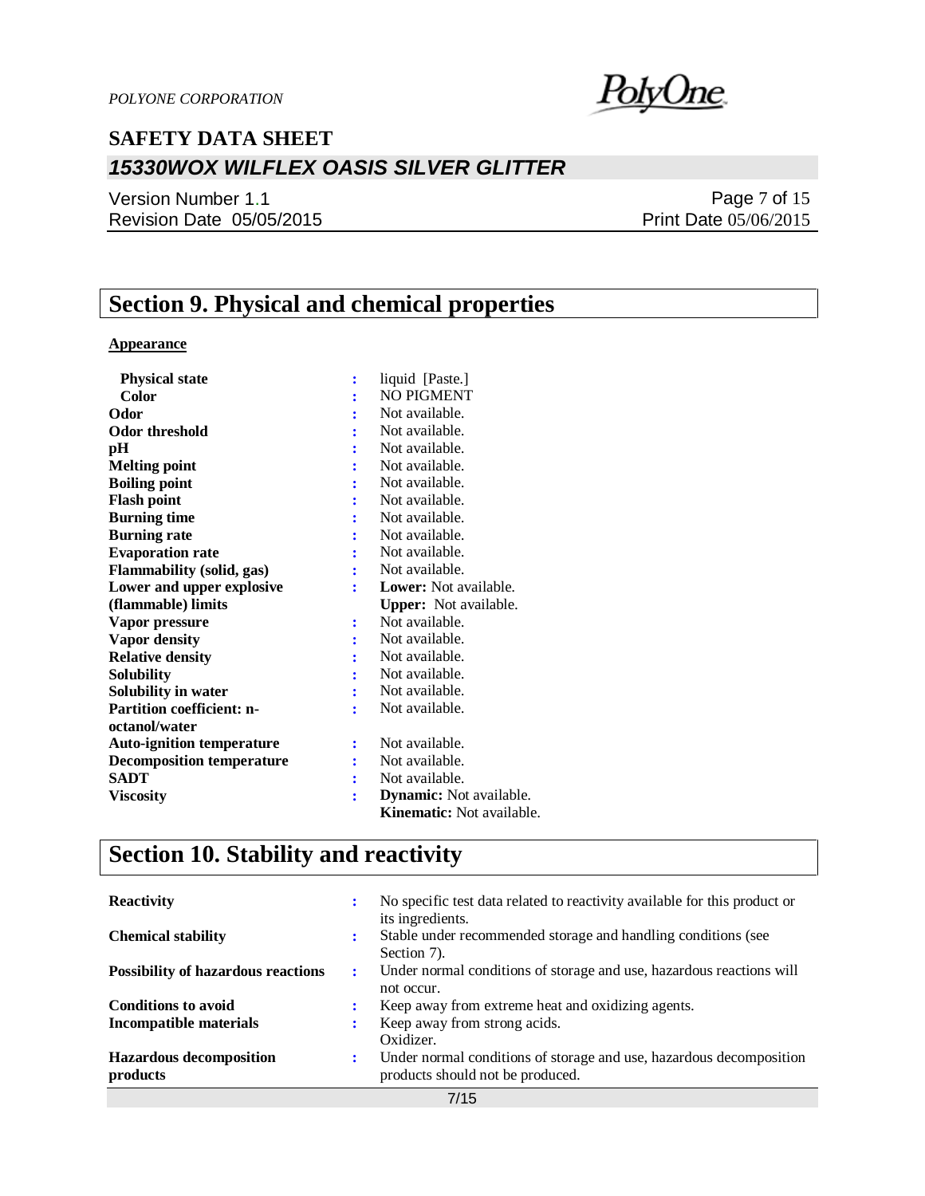## Section 9. Physical and chemical properties

**Appearance**

| | | |
|---|---|---|
| **Physical state** | : | liquid [Paste.] |
| **Color** | : | NO PIGMENT |
| **Odor** | : | Not available. |
| **Odor threshold** | : | Not available. |
| **pH** | : | Not available. |
| **Melting point** | : | Not available. |
| **Boiling point** | : | Not available. |
| **Flash point** | : | Not available. |
| **Burning time** | : | Not available. |
| **Burning rate** | : | Not available. |
| **Evaporation rate** | : | Not available. |
| **Flammability (solid, gas)** | : | Not available. |
| **Lower and upper explosive (flammable) limits** | : | **Lower:** Not available.<br>**Upper:** Not available. |
| **Vapor pressure** | : | Not available. |
| **Vapor density** | : | Not available. |
| **Relative density** | : | Not available. |
| **Solubility** | : | Not available. |
| **Solubility in water** | : | Not available. |
| **Partition coefficient: n-octanol/water** | : | Not available. |
| **Auto-ignition temperature** | : | Not available. |
| **Decomposition temperature** | : | Not available. |
| **SADT** | : | Not available. |
| **Viscosity** | : | **Dynamic:** Not available.<br>**Kinematic:** Not available. |

## Section 10. Stability and reactivity

| | | |
|---|---|---|
| **Reactivity** | : | No specific test data related to reactivity available for this product or its ingredients. |
| **Chemical stability** | : | Stable under recommended storage and handling conditions (see Section 7). |
| **Possibility of hazardous reactions** | : | Under normal conditions of storage and use, hazardous reactions will not occur. |
| **Conditions to avoid** | : | Keep away from extreme heat and oxidizing agents. |
| **Incompatible materials** | : | Keep away from strong acids.<br>Oxidizer. |
| **Hazardous decomposition products** | : | Under normal conditions of storage and use, hazardous decomposition products should not be produced. |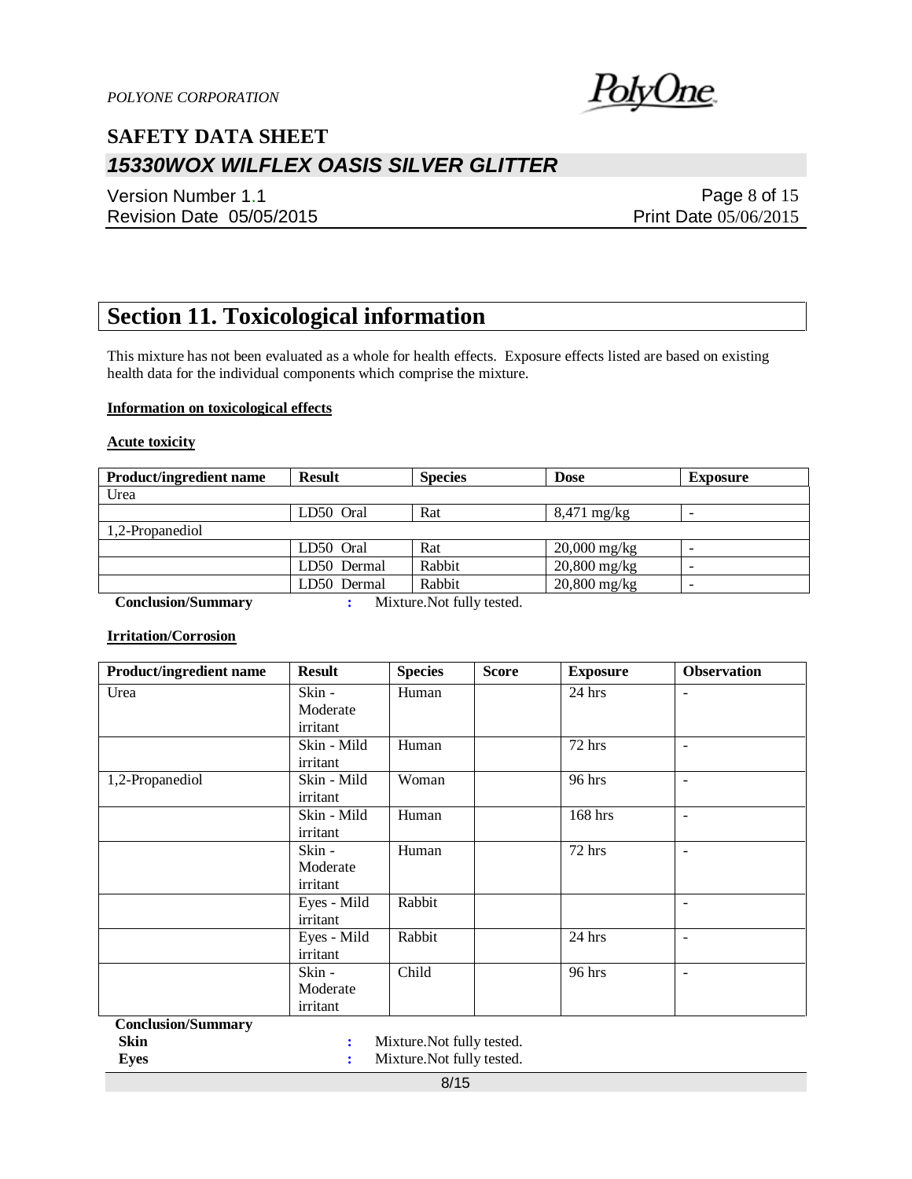# Section 11. Toxicological information

This mixture has not been evaluated as a whole for health effects. Exposure effects listed are based on existing health data for the individual components which comprise the mixture.

**Information on toxicological effects**

**Acute toxicity**

| Product/ingredient name | Result | Species | Dose | Exposure |
|---|---|---|---|---|
| Urea | | | | |
| | LD50 Oral | Rat | 8,471 mg/kg | - |
| 1,2-Propanediol | | | | |
| | LD50 Oral | Rat | 20,000 mg/kg | - |
| | LD50 Dermal | Rabbit | 20,800 mg/kg | - |
| | LD50 Dermal | Rabbit | 20,800 mg/kg | - |

**Conclusion/Summary** : Mixture.Not fully tested.

**Irritation/Corrosion**

| Product/ingredient name | Result | Species | Score | Exposure | Observation |
|---|---|---|---|---|---|
| Urea | Skin - Moderate irritant | Human | | 24 hrs | - |
| | Skin - Mild irritant | Human | | 72 hrs | - |
| 1,2-Propanediol | Skin - Mild irritant | Woman | | 96 hrs | - |
| | Skin - Mild irritant | Human | | 168 hrs | - |
| | Skin - Moderate irritant | Human | | 72 hrs | - |
| | Eyes - Mild irritant | Rabbit | | | - |
| | Eyes - Mild irritant | Rabbit | | 24 hrs | - |
| | Skin - Moderate irritant | Child | | 96 hrs | - |

**Conclusion/Summary**

**Skin** : Mixture.Not fully tested.

**Eyes** : Mixture.Not fully tested.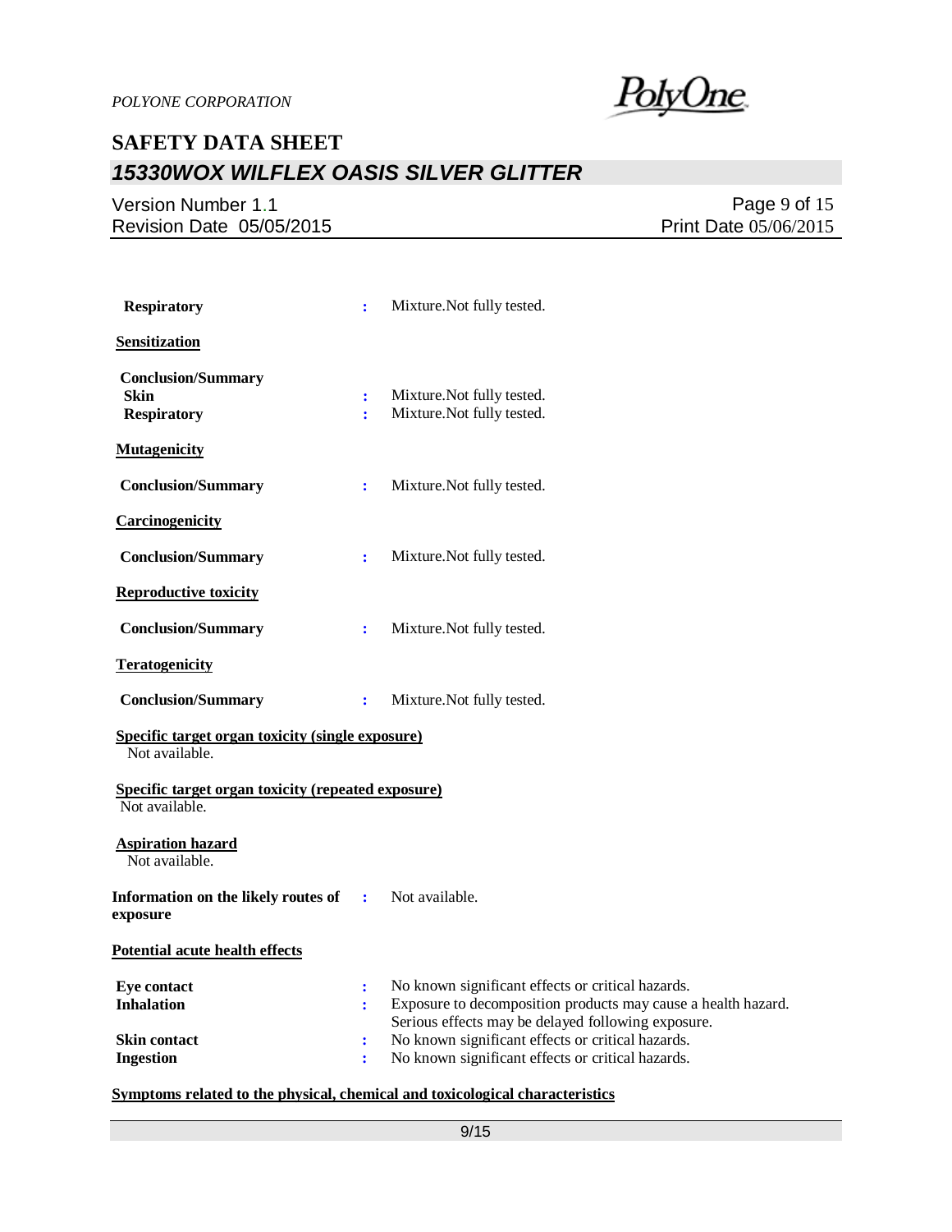**Respiratory** : Mixture.Not fully tested.

**Sensitization**

**Conclusion/Summary**

**Skin** : Mixture.Not fully tested.

**Respiratory** : Mixture.Not fully tested.

**Mutagenicity**

**Conclusion/Summary** : Mixture.Not fully tested.

**Carcinogenicity**

**Conclusion/Summary** : Mixture.Not fully tested.

**Reproductive toxicity**

**Conclusion/Summary** : Mixture.Not fully tested.

**Teratogenicity**

**Conclusion/Summary** : Mixture.Not fully tested.

**Specific target organ toxicity (single exposure)**

Not available.

**Specific target organ toxicity (repeated exposure)**

Not available.

**Aspiration hazard**

Not available.

**Information on the likely routes of exposure** : Not available.

**Potential acute health effects**

**Eye contact** : No known significant effects or critical hazards.

**Inhalation** : Exposure to decomposition products may cause a health hazard. Serious effects may be delayed following exposure.

**Skin contact** : No known significant effects or critical hazards.

**Ingestion** : No known significant effects or critical hazards.

**Symptoms related to the physical, chemical and toxicological characteristics**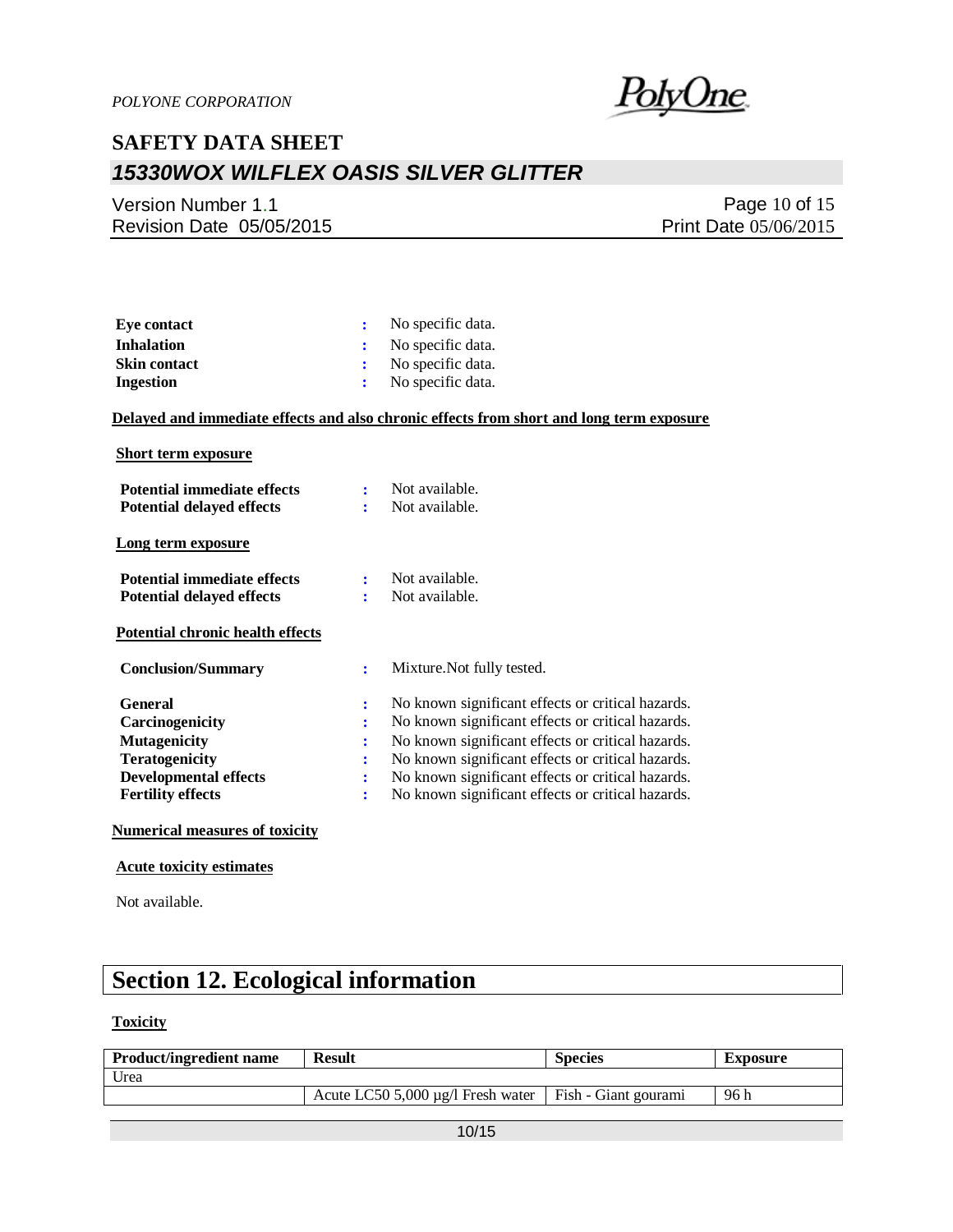| | | |
|---|---|---|
| **Eye contact** | : | No specific data. |
| **Inhalation** | : | No specific data. |
| **Skin contact** | : | No specific data. |
| **Ingestion** | : | No specific data. |

**Delayed and immediate effects and also chronic effects from short and long term exposure**

**Short term exposure**

| | | |
|---|---|---|
| **Potential immediate effects** | : | Not available. |
| **Potential delayed effects** | : | Not available. |

**Long term exposure**

| | | |
|---|---|---|
| **Potential immediate effects** | : | Not available. |
| **Potential delayed effects** | : | Not available. |

**Potential chronic health effects**

| | | |
|---|---|---|
| **Conclusion/Summary** | : | Mixture.Not fully tested. |
| **General** | : | No known significant effects or critical hazards. |
| **Carcinogenicity** | : | No known significant effects or critical hazards. |
| **Mutagenicity** | : | No known significant effects or critical hazards. |
| **Teratogenicity** | : | No known significant effects or critical hazards. |
| **Developmental effects** | : | No known significant effects or critical hazards. |
| **Fertility effects** | : | No known significant effects or critical hazards. |

**Numerical measures of toxicity**

**Acute toxicity estimates**

Not available.

# Section 12. Ecological information

**Toxicity**

| Product/ingredient name | Result | Species | Exposure |
|---|---|---|---|
| Urea | | | |
| | Acute LC50 5,000 µg/l Fresh water | Fish - Giant gourami | 96 h |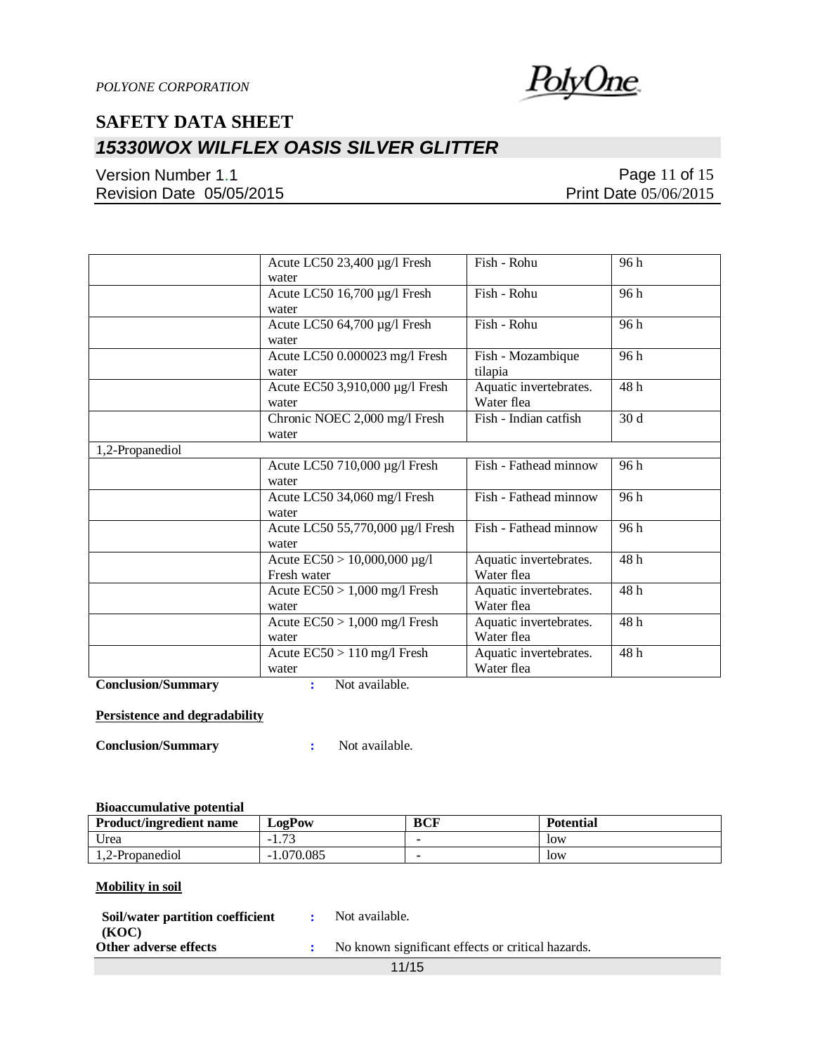| | | | |
|---|---|---|---|
| | Acute LC50 23,400 µg/l Fresh water | Fish - Rohu | 96 h |
| | Acute LC50 16,700 µg/l Fresh water | Fish - Rohu | 96 h |
| | Acute LC50 64,700 µg/l Fresh water | Fish - Rohu | 96 h |
| | Acute LC50 0.000023 mg/l Fresh water | Fish - Mozambique tilapia | 96 h |
| | Acute EC50 3,910,000 µg/l Fresh water | Aquatic invertebrates. Water flea | 48 h |
| | Chronic NOEC 2,000 mg/l Fresh water | Fish - Indian catfish | 30 d |
| 1,2-Propanediol | | | |
| | Acute LC50 710,000 µg/l Fresh water | Fish - Fathead minnow | 96 h |
| | Acute LC50 34,060 mg/l Fresh water | Fish - Fathead minnow | 96 h |
| | Acute LC50 55,770,000 µg/l Fresh water | Fish - Fathead minnow | 96 h |
| | Acute EC50 > 10,000,000 µg/l Fresh water | Aquatic invertebrates. Water flea | 48 h |
| | Acute EC50 > 1,000 mg/l Fresh water | Aquatic invertebrates. Water flea | 48 h |
| | Acute EC50 > 1,000 mg/l Fresh water | Aquatic invertebrates. Water flea | 48 h |
| | Acute EC50 > 110 mg/l Fresh water | Aquatic invertebrates. Water flea | 48 h |

**Conclusion/Summary** : Not available.

**Persistence and degradability**

**Conclusion/Summary** : Not available.

**Bioaccumulative potential**

| Product/ingredient name | LogPow | BCF | Potential |
|---|---|---|---|
| Urea | -1.73 | - | low |
| 1,2-Propanediol | -1.070.085 | - | low |

**Mobility in soil**

**Soil/water partition coefficient (KOC)** : Not available.

**Other adverse effects** : No known significant effects or critical hazards.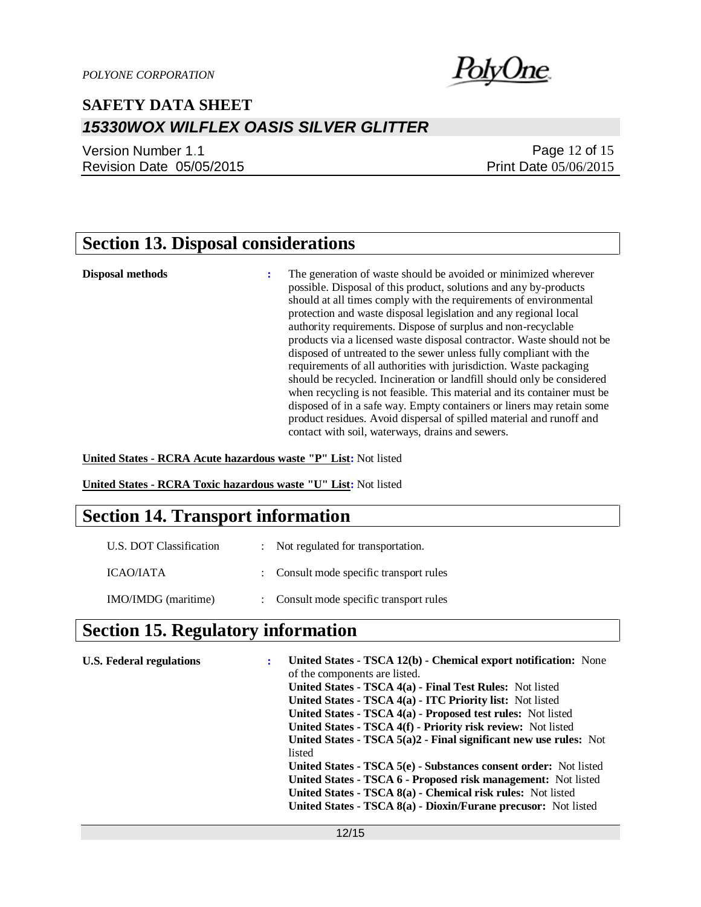## Section 13. Disposal considerations

**Disposal methods** : The generation of waste should be avoided or minimized wherever possible. Disposal of this product, solutions and any by-products should at all times comply with the requirements of environmental protection and waste disposal legislation and any regional local authority requirements. Dispose of surplus and non-recyclable products via a licensed waste disposal contractor. Waste should not be disposed of untreated to the sewer unless fully compliant with the requirements of all authorities with jurisdiction. Waste packaging should be recycled. Incineration or landfill should only be considered when recycling is not feasible. This material and its container must be disposed of in a safe way. Empty containers or liners may retain some product residues. Avoid dispersal of spilled material and runoff and contact with soil, waterways, drains and sewers.

**United States - RCRA Acute hazardous waste "P" List:** Not listed

**United States - RCRA Toxic hazardous waste "U" List:** Not listed

## Section 14. Transport information

| | | |
|---|---|---|
| U.S. DOT Classification | : | Not regulated for transportation. |
| ICAO/IATA | : | Consult mode specific transport rules |
| IMO/IMDG (maritime) | : | Consult mode specific transport rules |

## Section 15. Regulatory information

**U.S. Federal regulations** :

**United States - TSCA 12(b) - Chemical export notification:** None of the components are listed.
**United States - TSCA 4(a) - Final Test Rules:** Not listed
**United States - TSCA 4(a) - ITC Priority list:** Not listed
**United States - TSCA 4(a) - Proposed test rules:** Not listed
**United States - TSCA 4(f) - Priority risk review:** Not listed
**United States - TSCA 5(a)2 - Final significant new use rules:** Not listed
**United States - TSCA 5(e) - Substances consent order:** Not listed
**United States - TSCA 6 - Proposed risk management:** Not listed
**United States - TSCA 8(a) - Chemical risk rules:** Not listed
**United States - TSCA 8(a) - Dioxin/Furane precusor:** Not listed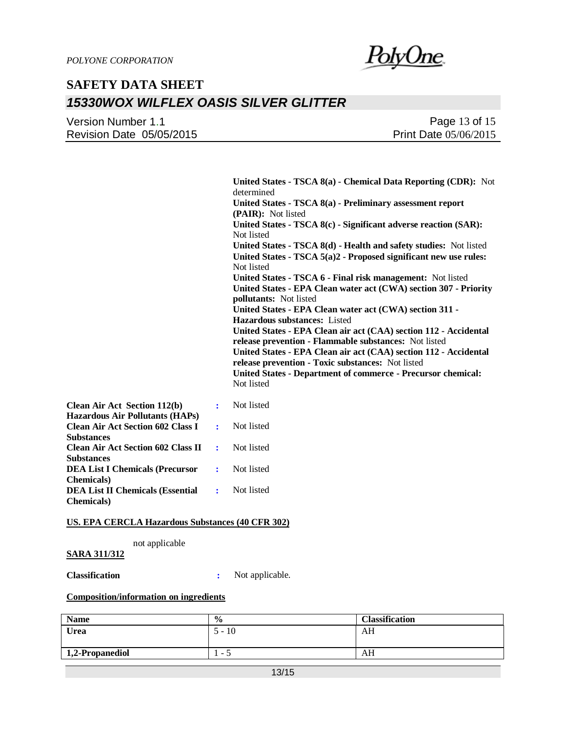**United States - TSCA 8(a) - Chemical Data Reporting (CDR):** Not determined
**United States - TSCA 8(a) - Preliminary assessment report (PAIR):** Not listed
**United States - TSCA 8(c) - Significant adverse reaction (SAR):** Not listed
**United States - TSCA 8(d) - Health and safety studies:** Not listed
**United States - TSCA 5(a)2 - Proposed significant new use rules:** Not listed
**United States - TSCA 6 - Final risk management:** Not listed
**United States - EPA Clean water act (CWA) section 307 - Priority pollutants:** Not listed
**United States - EPA Clean water act (CWA) section 311 - Hazardous substances:** Listed
**United States - EPA Clean air act (CAA) section 112 - Accidental release prevention - Flammable substances:** Not listed
**United States - EPA Clean air act (CAA) section 112 - Accidental release prevention - Toxic substances:** Not listed
**United States - Department of commerce - Precursor chemical:** Not listed

**Clean Air Act Section 112(b) Hazardous Air Pollutants (HAPs)** : Not listed
**Clean Air Act Section 602 Class I Substances** : Not listed
**Clean Air Act Section 602 Class II Substances** : Not listed
**DEA List I Chemicals (Precursor Chemicals)** : Not listed
**DEA List II Chemicals (Essential Chemicals)** : Not listed

**US. EPA CERCLA Hazardous Substances (40 CFR 302)**

not applicable

**SARA 311/312**

**Classification** : Not applicable.

**Composition/information on ingredients**

| Name | % | Classification |
|---|---|---|
| **Urea** | 5 - 10 | AH |
| **1,2-Propanediol** | 1 - 5 | AH |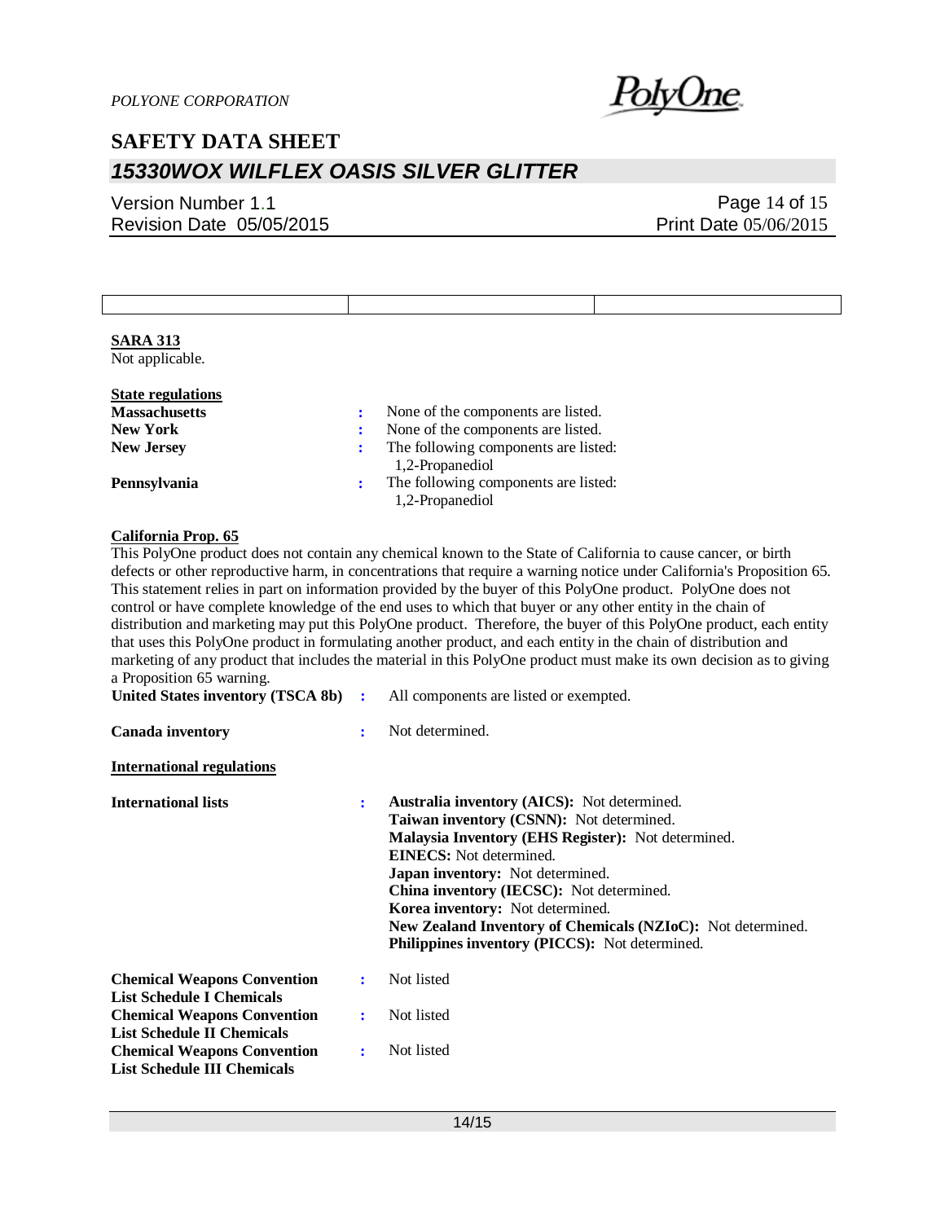| | | |
|---|---|---|
| | | |

**SARA 313**

Not applicable.

**State regulations**

**Massachusetts** : None of the components are listed.

**New York** : None of the components are listed.

**New Jersey** : The following components are listed:
1,2-Propanediol

**Pennsylvania** : The following components are listed:
1,2-Propanediol

**California Prop. 65**

This PolyOne product does not contain any chemical known to the State of California to cause cancer, or birth defects or other reproductive harm, in concentrations that require a warning notice under California's Proposition 65. This statement relies in part on information provided by the buyer of this PolyOne product. PolyOne does not control or have complete knowledge of the end uses to which that buyer or any other entity in the chain of distribution and marketing may put this PolyOne product. Therefore, the buyer of this PolyOne product, each entity that uses this PolyOne product in formulating another product, and each entity in the chain of distribution and marketing of any product that includes the material in this PolyOne product must make its own decision as to giving a Proposition 65 warning.

**United States inventory (TSCA 8b)** : All components are listed or exempted.

**Canada inventory** : Not determined.

**International regulations**

**International lists** :
**Australia inventory (AICS):** Not determined.
**Taiwan inventory (CSNN):** Not determined.
**Malaysia Inventory (EHS Register):** Not determined.
**EINECS:** Not determined.
**Japan inventory:** Not determined.
**China inventory (IECSC):** Not determined.
**Korea inventory:** Not determined.
**New Zealand Inventory of Chemicals (NZIoC):** Not determined.
**Philippines inventory (PICCS):** Not determined.

**Chemical Weapons Convention List Schedule I Chemicals** : Not listed

**Chemical Weapons Convention List Schedule II Chemicals** : Not listed

**Chemical Weapons Convention List Schedule III Chemicals** : Not listed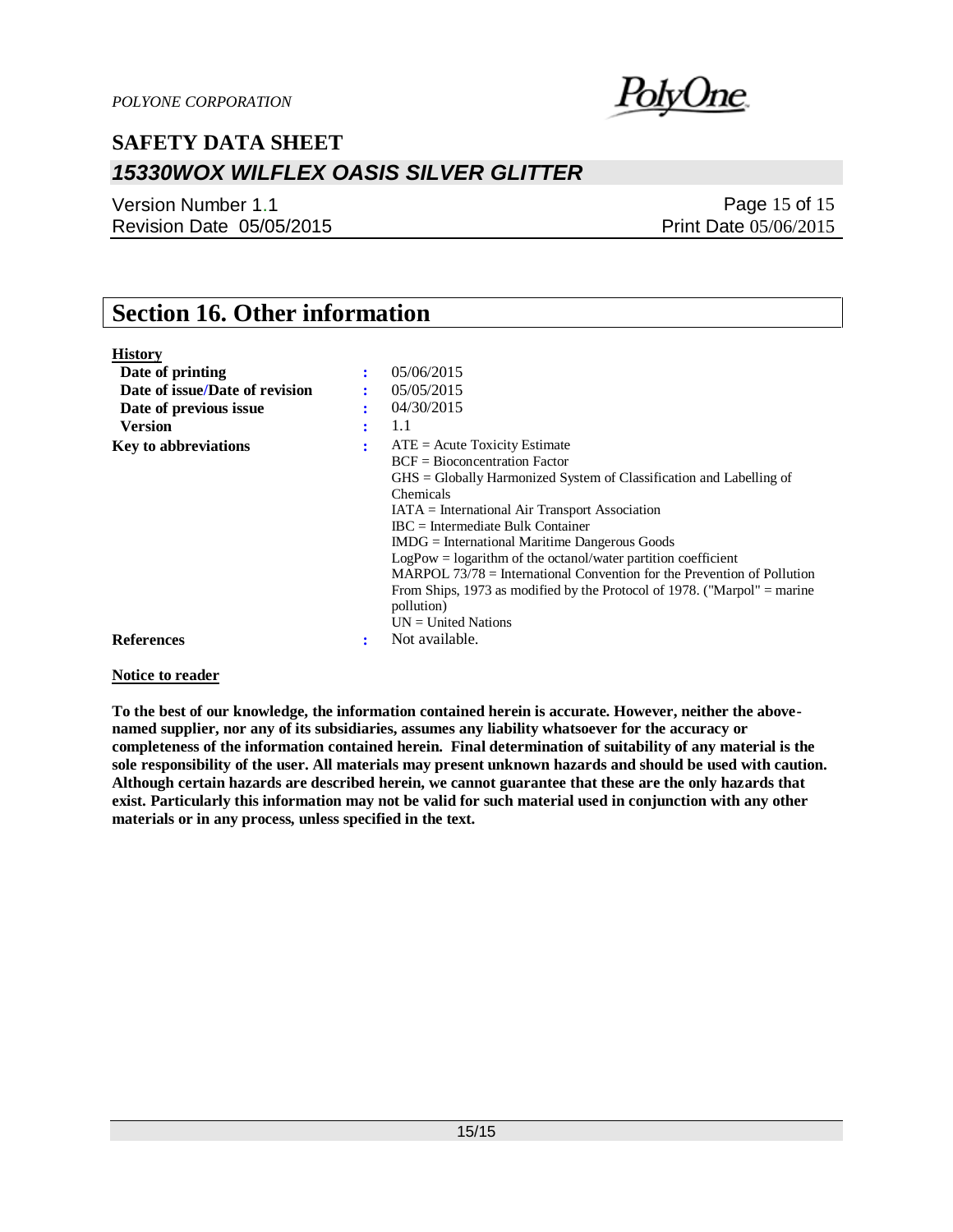# Section 16. Other information

**History**

| | | |
|---|---|---|
| **Date of printing** | : | 05/06/2015 |
| **Date of issue/Date of revision** | : | 05/05/2015 |
| **Date of previous issue** | : | 04/30/2015 |
| **Version** | : | 1.1 |
| **Key to abbreviations** | : | ATE = Acute Toxicity Estimate<br>BCF = Bioconcentration Factor<br>GHS = Globally Harmonized System of Classification and Labelling of Chemicals<br>IATA = International Air Transport Association<br>IBC = Intermediate Bulk Container<br>IMDG = International Maritime Dangerous Goods<br>LogPow = logarithm of the octanol/water partition coefficient<br>MARPOL 73/78 = International Convention for the Prevention of Pollution From Ships, 1973 as modified by the Protocol of 1978. ("Marpol" = marine pollution)<br>UN = United Nations |
| **References** | : | Not available. |

**Notice to reader**

**To the best of our knowledge, the information contained herein is accurate. However, neither the above-named supplier, nor any of its subsidiaries, assumes any liability whatsoever for the accuracy or completeness of the information contained herein. Final determination of suitability of any material is the sole responsibility of the user. All materials may present unknown hazards and should be used with caution. Although certain hazards are described herein, we cannot guarantee that these are the only hazards that exist. Particularly this information may not be valid for such material used in conjunction with any other materials or in any process, unless specified in the text.**